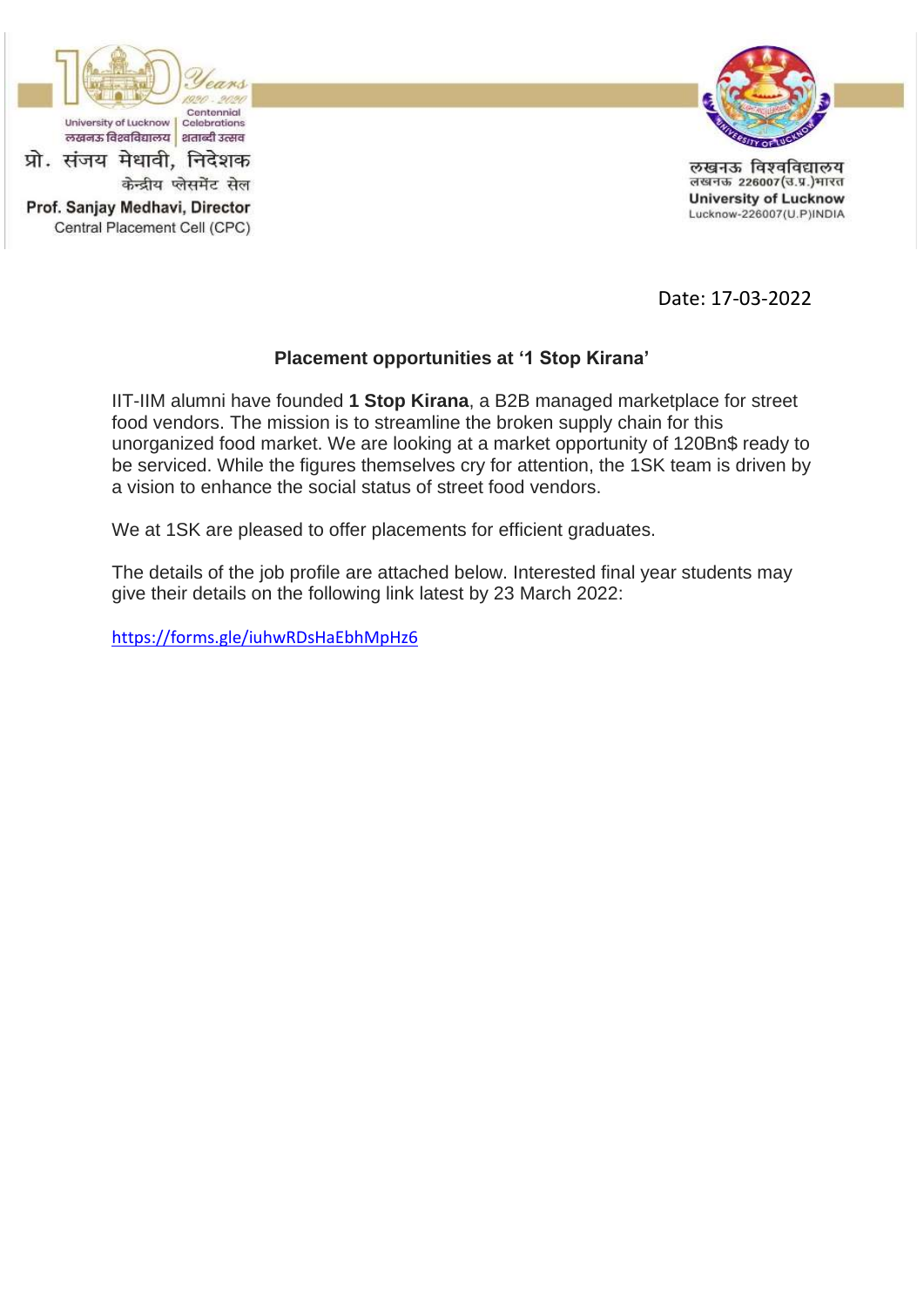University of Lucknow | Centennial Celebrations
लखनऊ विश्वविद्यालय | शताब्दी उत्सव

प्रो. संजय मेधावी, निदेशक
केन्द्रीय प्लेसमेंट सेल
**Prof. Sanjay Medhavi, Director**
Central Placement Cell (CPC)

लखनऊ विश्वविद्यालय
लखनऊ 226007(उ.प्र.)भारत
**University of Lucknow**
Lucknow-226007(U.P)INDIA

Date: 17-03-2022

## Placement opportunities at '1 Stop Kirana'

IIT-IIM alumni have founded **1 Stop Kirana**, a B2B managed marketplace for street food vendors. The mission is to streamline the broken supply chain for this unorganized food market. We are looking at a market opportunity of 120Bn$ ready to be serviced. While the figures themselves cry for attention, the 1SK team is driven by a vision to enhance the social status of street food vendors.

We at 1SK are pleased to offer placements for efficient graduates.

The details of the job profile are attached below. Interested final year students may give their details on the following link latest by 23 March 2022:

https://forms.gle/iuhwRDsHaEbhMpHz6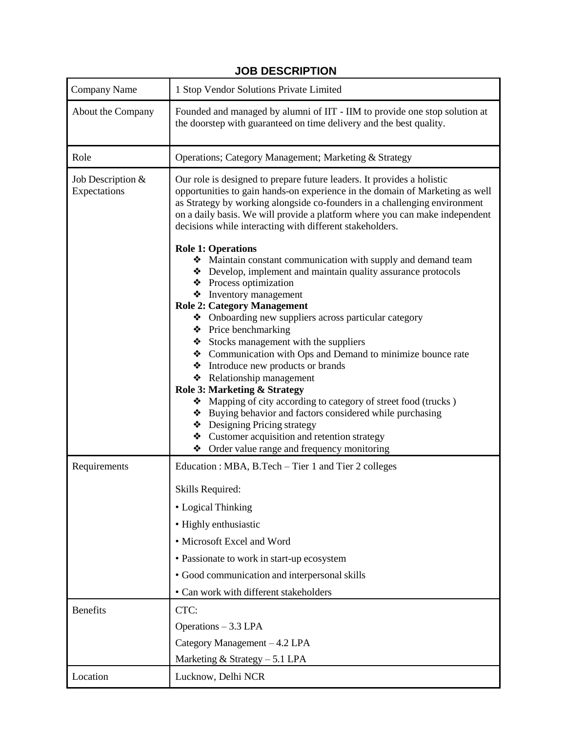# JOB DESCRIPTION

| | |
|---|---|
| Company Name | 1 Stop Vendor Solutions Private Limited |
| About the Company | Founded and managed by alumni of IIT - IIM to provide one stop solution at the doorstep with guaranteed on time delivery and the best quality. |
| Role | Operations; Category Management; Marketing & Strategy |
| Job Description & Expectations | Our role is designed to prepare future leaders. It provides a holistic opportunities to gain hands-on experience in the domain of Marketing as well as Strategy by working alongside co-founders in a challenging environment on a daily basis. We will provide a platform where you can make independent decisions while interacting with different stakeholders.<br><br>**Role 1: Operations**<br>❖ Maintain constant communication with supply and demand team<br>❖ Develop, implement and maintain quality assurance protocols<br>❖ Process optimization<br>❖ Inventory management<br>**Role 2: Category Management**<br>❖ Onboarding new suppliers across particular category<br>❖ Price benchmarking<br>❖ Stocks management with the suppliers<br>❖ Communication with Ops and Demand to minimize bounce rate<br>❖ Introduce new products or brands<br>❖ Relationship management<br>**Role 3: Marketing & Strategy**<br>❖ Mapping of city according to category of street food (trucks )<br>❖ Buying behavior and factors considered while purchasing<br>❖ Designing Pricing strategy<br>❖ Customer acquisition and retention strategy<br>❖ Order value range and frequency monitoring |
| Requirements | Education : MBA, B.Tech – Tier 1 and Tier 2 colleges<br><br>Skills Required:<br>• Logical Thinking<br>• Highly enthusiastic<br>• Microsoft Excel and Word<br>• Passionate to work in start-up ecosystem<br>• Good communication and interpersonal skills<br>• Can work with different stakeholders |
| Benefits | CTC:<br>Operations – 3.3 LPA<br>Category Management – 4.2 LPA<br>Marketing & Strategy – 5.1 LPA |
| Location | Lucknow, Delhi NCR |